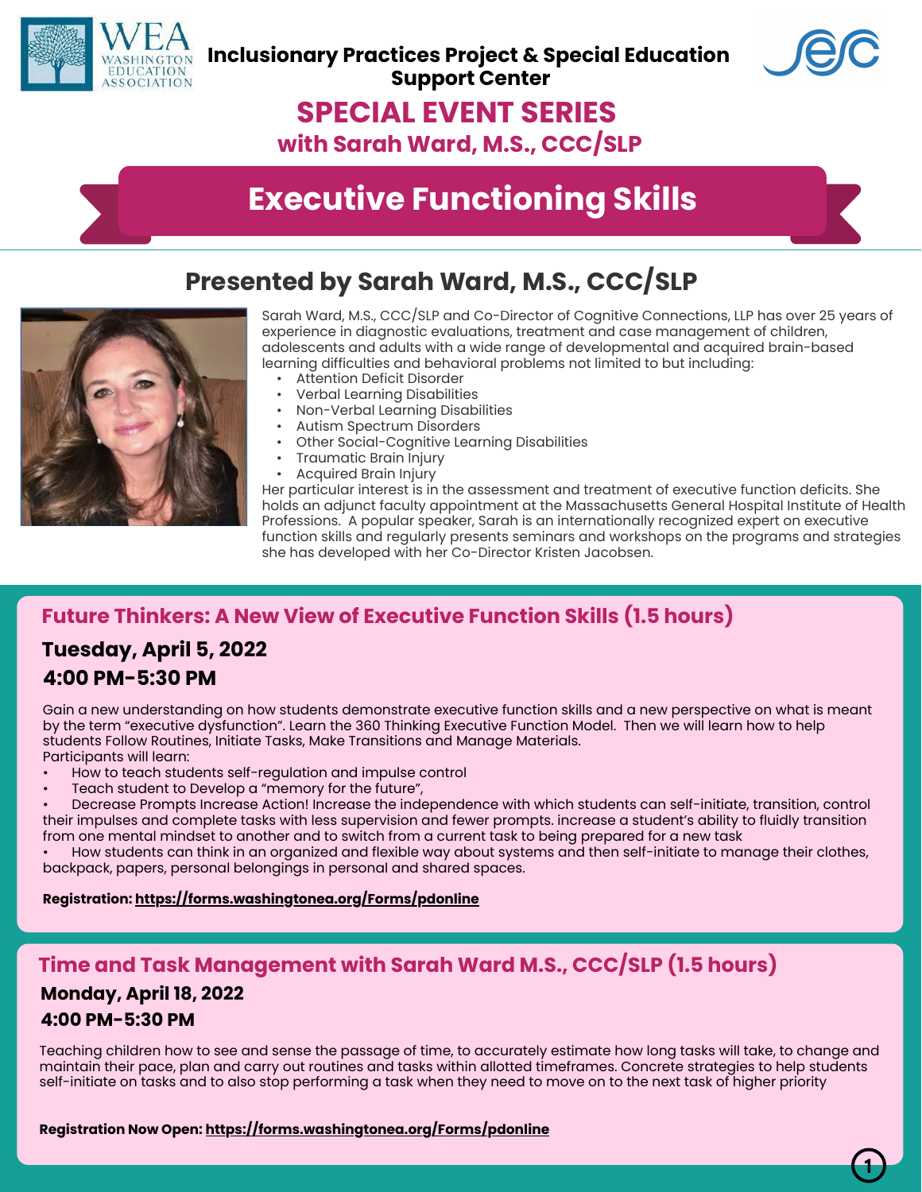**Inclusionary Practices Project & Special Education Support Center**

# SPECIAL EVENT SERIES

## with Sarah Ward, M.S., CCC/SLP

# Executive Functioning Skills

## Presented by Sarah Ward, M.S., CCC/SLP

Sarah Ward, M.S., CCC/SLP and Co-Director of Cognitive Connections, LLP has over 25 years of experience in diagnostic evaluations, treatment and case management of children, adolescents and adults with a wide range of developmental and acquired brain-based learning difficulties and behavioral problems not limited to but including:

- Attention Deficit Disorder
- Verbal Learning Disabilities
- Non-Verbal Learning Disabilities
- Autism Spectrum Disorders
- Other Social-Cognitive Learning Disabilities
- Traumatic Brain Injury
- Acquired Brain Injury

Her particular interest is in the assessment and treatment of executive function deficits. She holds an adjunct faculty appointment at the Massachusetts General Hospital Institute of Health Professions. A popular speaker, Sarah is an internationally recognized expert on executive function skills and regularly presents seminars and workshops on the programs and strategies she has developed with her Co-Director Kristen Jacobsen.

### Future Thinkers: A New View of Executive Function Skills (1.5 hours)

**Tuesday, April 5, 2022**

**4:00 PM-5:30 PM**

Gain a new understanding on how students demonstrate executive function skills and a new perspective on what is meant by the term "executive dysfunction". Learn the 360 Thinking Executive Function Model. Then we will learn how to help students Follow Routines, Initiate Tasks, Make Transitions and Manage Materials.

Participants will learn:

- How to teach students self-regulation and impulse control
- Teach student to Develop a "memory for the future",
- Decrease Prompts Increase Action! Increase the independence with which students can self-initiate, transition, control their impulses and complete tasks with less supervision and fewer prompts. increase a student's ability to fluidly transition from one mental mindset to another and to switch from a current task to being prepared for a new task
- How students can think in an organized and flexible way about systems and then self-initiate to manage their clothes, backpack, papers, personal belongings in personal and shared spaces.

**Registration: https://forms.washingtonea.org/Forms/pdonline**

### Time and Task Management with Sarah Ward M.S., CCC/SLP (1.5 hours)

**Monday, April 18, 2022**

**4:00 PM-5:30 PM**

Teaching children how to see and sense the passage of time, to accurately estimate how long tasks will take, to change and maintain their pace, plan and carry out routines and tasks within allotted timeframes. Concrete strategies to help students self-initiate on tasks and to also stop performing a task when they need to move on to the next task of higher priority

**Registration Now Open: https://forms.washingtonea.org/Forms/pdonline**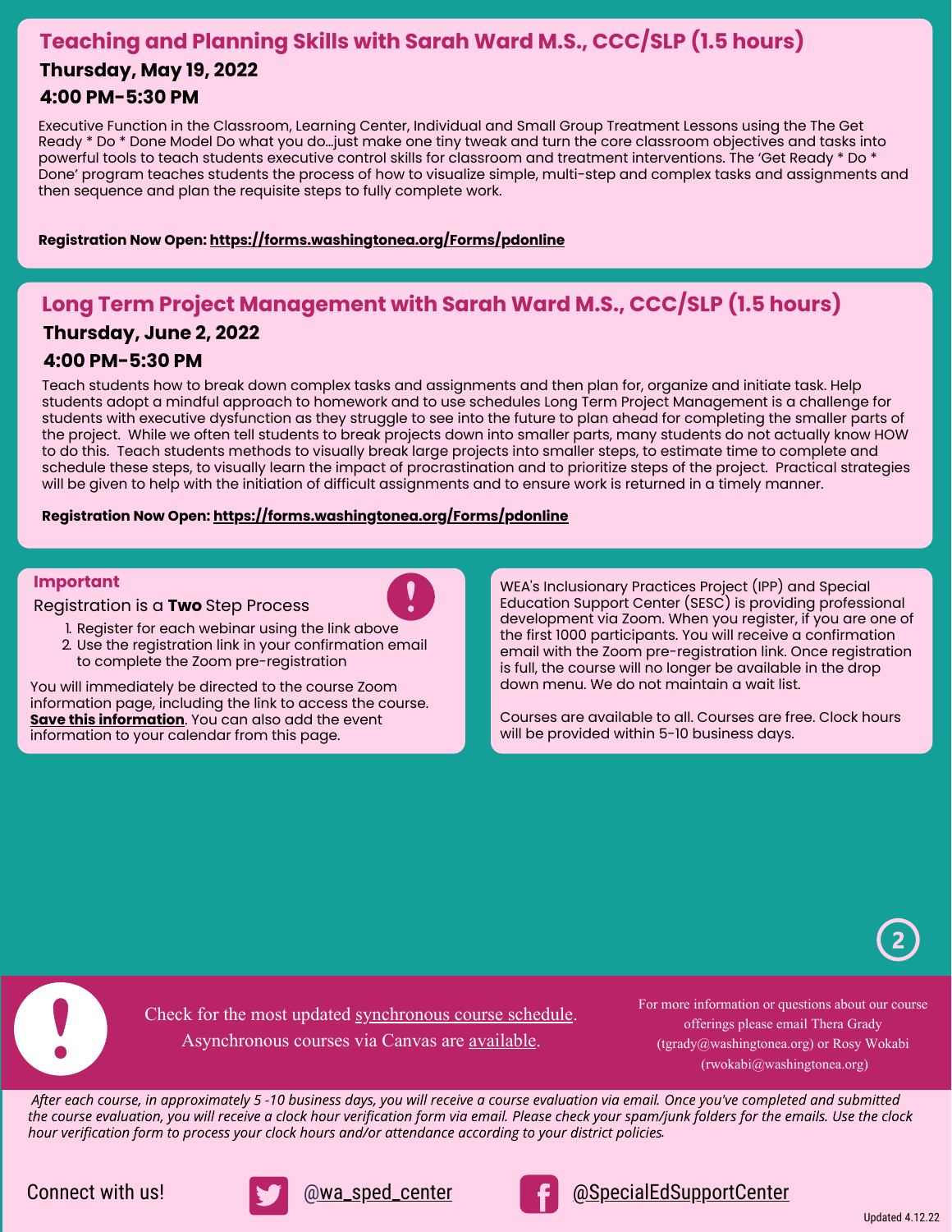## Teaching and Planning Skills with Sarah Ward M.S., CCC/SLP (1.5 hours)

### Thursday, May 19, 2022

### 4:00 PM-5:30 PM

Executive Function in the Classroom, Learning Center, Individual and Small Group Treatment Lessons using the The Get Ready * Do * Done Model Do what you do...just make one tiny tweak and turn the core classroom objectives and tasks into powerful tools to teach students executive control skills for classroom and treatment interventions. The 'Get Ready * Do * Done' program teaches students the process of how to visualize simple, multi-step and complex tasks and assignments and then sequence and plan the requisite steps to fully complete work.

**Registration Now Open: https://forms.washingtonea.org/Forms/pdonline**

## Long Term Project Management with Sarah Ward M.S., CCC/SLP (1.5 hours)

### Thursday, June 2, 2022

### 4:00 PM-5:30 PM

Teach students how to break down complex tasks and assignments and then plan for, organize and initiate task. Help students adopt a mindful approach to homework and to use schedules Long Term Project Management is a challenge for students with executive dysfunction as they struggle to see into the future to plan ahead for completing the smaller parts of the project. While we often tell students to break projects down into smaller parts, many students do not actually know HOW to do this. Teach students methods to visually break large projects into smaller steps, to estimate time to complete and schedule these steps, to visually learn the impact of procrastination and to prioritize steps of the project. Practical strategies will be given to help with the initiation of difficult assignments and to ensure work is returned in a timely manner.

**Registration Now Open: https://forms.washingtonea.org/Forms/pdonline**

### Important

Registration is a **Two** Step Process

1. Register for each webinar using the link above
2. Use the registration link in your confirmation email to complete the Zoom pre-registration

You will immediately be directed to the course Zoom information page, including the link to access the course. **Save this information**. You can also add the event information to your calendar from this page.

WEA's Inclusionary Practices Project (IPP) and Special Education Support Center (SESC) is providing professional development via Zoom. When you register, if you are one of the first 1000 participants. You will receive a confirmation email with the Zoom pre-registration link. Once registration is full, the course will no longer be available in the drop down menu. We do not maintain a wait list.

Courses are available to all. Courses are free. Clock hours will be provided within 5-10 business days.

Check for the most updated synchronous course schedule.
Asynchronous courses via Canvas are available.

For more information or questions about our course offerings please email Thera Grady (tgrady@washingtonea.org) or Rosy Wokabi (rwokabi@washingtonea.org)

*After each course, in approximately 5 -10 business days, you will receive a course evaluation via email. Once you've completed and submitted the course evaluation, you will receive a clock hour verification form via email. Please check your spam/junk folders for the emails. Use the clock hour verification form to process your clock hours and/or attendance according to your district policies.*

Connect with us! @wa_sped_center @SpecialEdSupportCenter

Updated 4.12.22